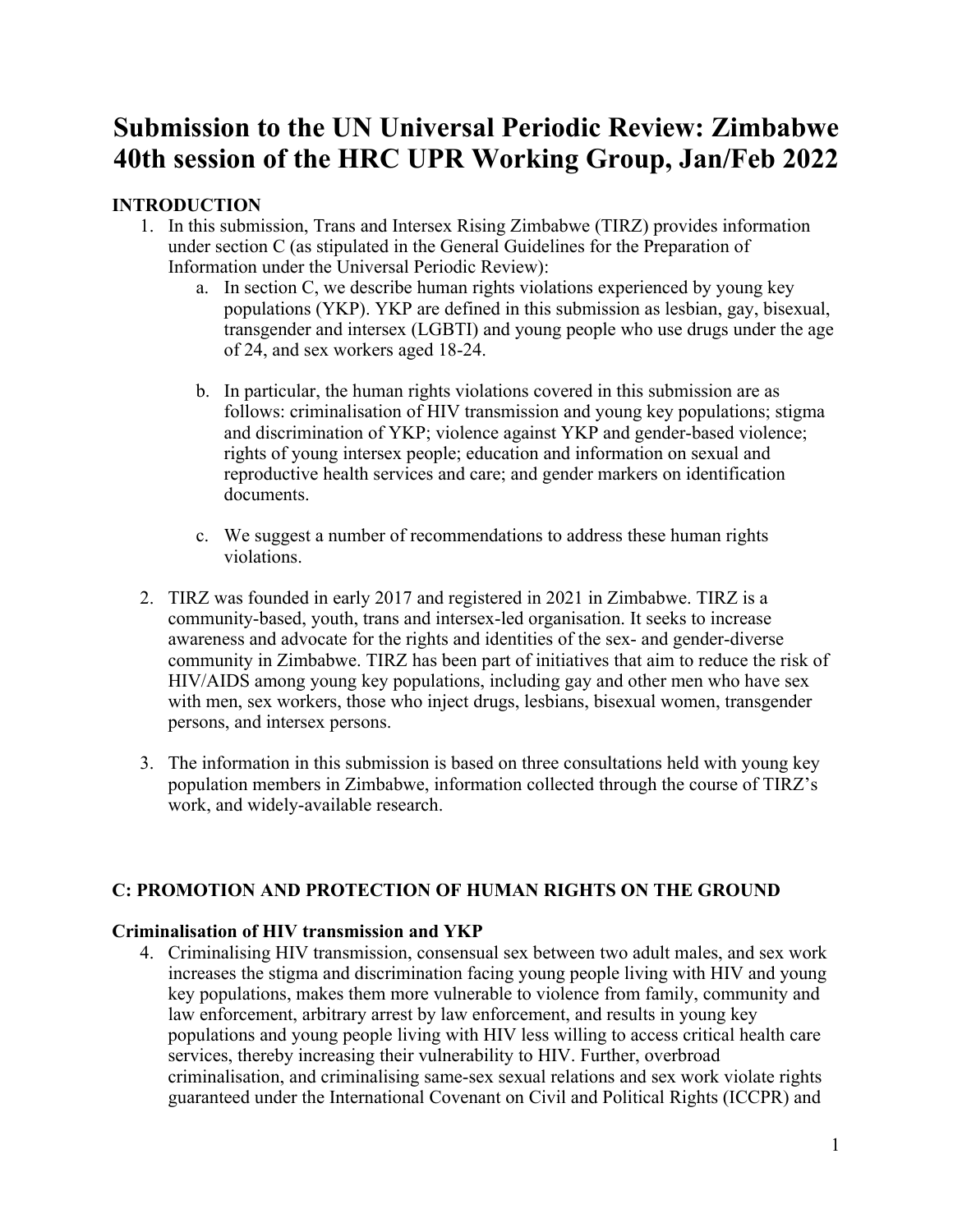# Submission to the UN Universal Periodic Review: Zimbabwe 40th session of the HRC UPR Working Group, Jan/Feb 2022

## INTRODUCTION

1. In this submission, Trans and Intersex Rising Zimbabwe (TIRZ) provides information under section C (as stipulated in the General Guidelines for the Preparation of Information under the Universal Periodic Review):
   a. In section C, we describe human rights violations experienced by young key populations (YKP). YKP are defined in this submission as lesbian, gay, bisexual, transgender and intersex (LGBTI) and young people who use drugs under the age of 24, and sex workers aged 18-24.

   b. In particular, the human rights violations covered in this submission are as follows: criminalisation of HIV transmission and young key populations; stigma and discrimination of YKP; violence against YKP and gender-based violence; rights of young intersex people; education and information on sexual and reproductive health services and care; and gender markers on identification documents.

   c. We suggest a number of recommendations to address these human rights violations.

2. TIRZ was founded in early 2017 and registered in 2021 in Zimbabwe. TIRZ is a community-based, youth, trans and intersex-led organisation. It seeks to increase awareness and advocate for the rights and identities of the sex- and gender-diverse community in Zimbabwe. TIRZ has been part of initiatives that aim to reduce the risk of HIV/AIDS among young key populations, including gay and other men who have sex with men, sex workers, those who inject drugs, lesbians, bisexual women, transgender persons, and intersex persons.

3. The information in this submission is based on three consultations held with young key population members in Zimbabwe, information collected through the course of TIRZ's work, and widely-available research.

## C: PROMOTION AND PROTECTION OF HUMAN RIGHTS ON THE GROUND

### Criminalisation of HIV transmission and YKP

4. Criminalising HIV transmission, consensual sex between two adult males, and sex work increases the stigma and discrimination facing young people living with HIV and young key populations, makes them more vulnerable to violence from family, community and law enforcement, arbitrary arrest by law enforcement, and results in young key populations and young people living with HIV less willing to access critical health care services, thereby increasing their vulnerability to HIV. Further, overbroad criminalisation, and criminalising same-sex sexual relations and sex work violate rights guaranteed under the International Covenant on Civil and Political Rights (ICCPR) and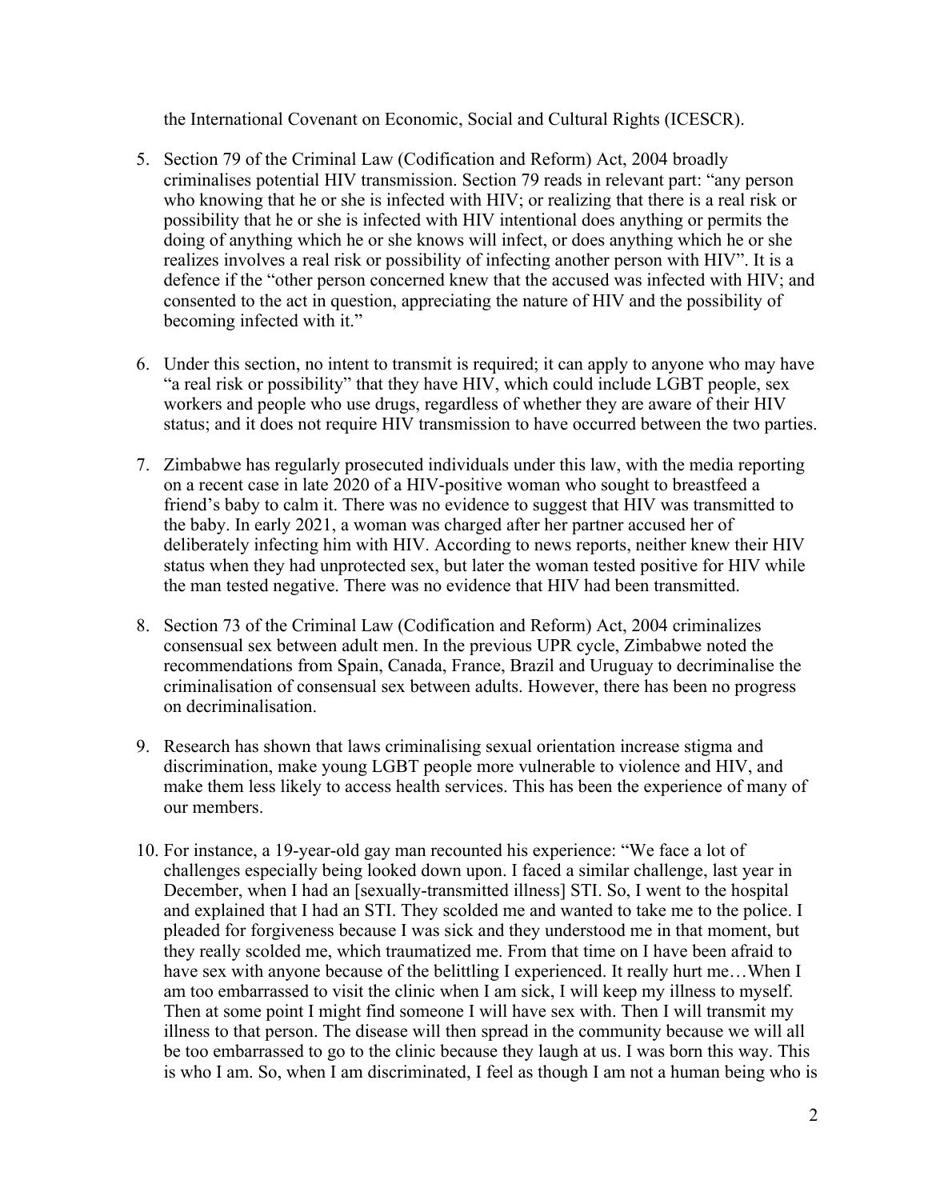the International Covenant on Economic, Social and Cultural Rights (ICESCR).

5. Section 79 of the Criminal Law (Codification and Reform) Act, 2004 broadly criminalises potential HIV transmission. Section 79 reads in relevant part: "any person who knowing that he or she is infected with HIV; or realizing that there is a real risk or possibility that he or she is infected with HIV intentional does anything or permits the doing of anything which he or she knows will infect, or does anything which he or she realizes involves a real risk or possibility of infecting another person with HIV". It is a defence if the "other person concerned knew that the accused was infected with HIV; and consented to the act in question, appreciating the nature of HIV and the possibility of becoming infected with it."

6. Under this section, no intent to transmit is required; it can apply to anyone who may have "a real risk or possibility" that they have HIV, which could include LGBT people, sex workers and people who use drugs, regardless of whether they are aware of their HIV status; and it does not require HIV transmission to have occurred between the two parties.

7. Zimbabwe has regularly prosecuted individuals under this law, with the media reporting on a recent case in late 2020 of a HIV-positive woman who sought to breastfeed a friend's baby to calm it. There was no evidence to suggest that HIV was transmitted to the baby. In early 2021, a woman was charged after her partner accused her of deliberately infecting him with HIV. According to news reports, neither knew their HIV status when they had unprotected sex, but later the woman tested positive for HIV while the man tested negative. There was no evidence that HIV had been transmitted.

8. Section 73 of the Criminal Law (Codification and Reform) Act, 2004 criminalizes consensual sex between adult men. In the previous UPR cycle, Zimbabwe noted the recommendations from Spain, Canada, France, Brazil and Uruguay to decriminalise the criminalisation of consensual sex between adults. However, there has been no progress on decriminalisation.

9. Research has shown that laws criminalising sexual orientation increase stigma and discrimination, make young LGBT people more vulnerable to violence and HIV, and make them less likely to access health services. This has been the experience of many of our members.

10. For instance, a 19-year-old gay man recounted his experience: "We face a lot of challenges especially being looked down upon. I faced a similar challenge, last year in December, when I had an [sexually-transmitted illness] STI. So, I went to the hospital and explained that I had an STI. They scolded me and wanted to take me to the police. I pleaded for forgiveness because I was sick and they understood me in that moment, but they really scolded me, which traumatized me. From that time on I have been afraid to have sex with anyone because of the belittling I experienced. It really hurt me…When I am too embarrassed to visit the clinic when I am sick, I will keep my illness to myself. Then at some point I might find someone I will have sex with. Then I will transmit my illness to that person. The disease will then spread in the community because we will all be too embarrassed to go to the clinic because they laugh at us. I was born this way. This is who I am. So, when I am discriminated, I feel as though I am not a human being who is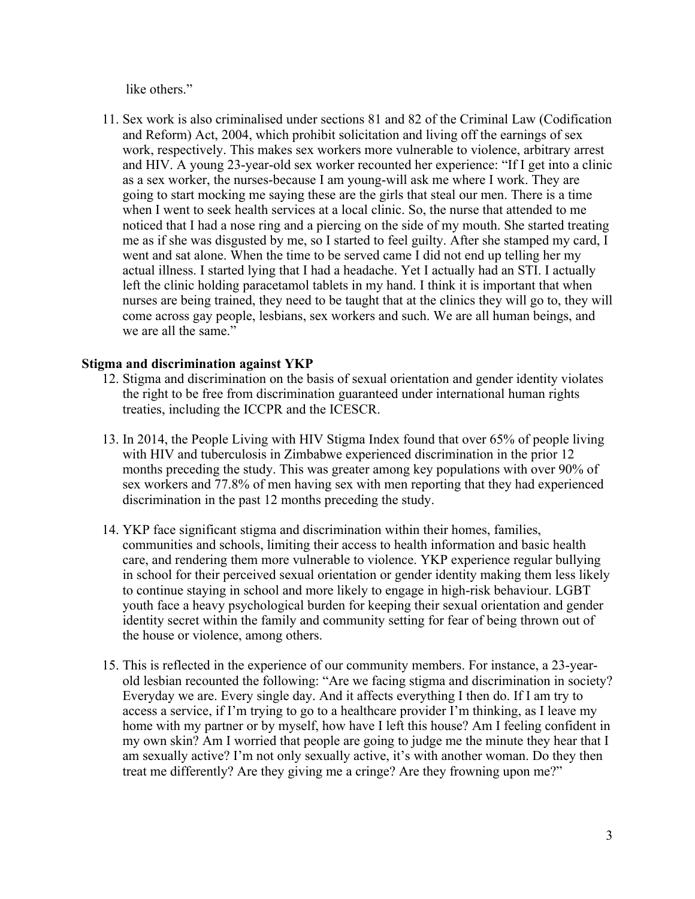like others."

11. Sex work is also criminalised under sections 81 and 82 of the Criminal Law (Codification and Reform) Act, 2004, which prohibit solicitation and living off the earnings of sex work, respectively. This makes sex workers more vulnerable to violence, arbitrary arrest and HIV. A young 23-year-old sex worker recounted her experience: "If I get into a clinic as a sex worker, the nurses-because I am young-will ask me where I work. They are going to start mocking me saying these are the girls that steal our men. There is a time when I went to seek health services at a local clinic. So, the nurse that attended to me noticed that I had a nose ring and a piercing on the side of my mouth. She started treating me as if she was disgusted by me, so I started to feel guilty. After she stamped my card, I went and sat alone. When the time to be served came I did not end up telling her my actual illness. I started lying that I had a headache. Yet I actually had an STI. I actually left the clinic holding paracetamol tablets in my hand. I think it is important that when nurses are being trained, they need to be taught that at the clinics they will go to, they will come across gay people, lesbians, sex workers and such. We are all human beings, and we are all the same."

**Stigma and discrimination against YKP**

12. Stigma and discrimination on the basis of sexual orientation and gender identity violates the right to be free from discrimination guaranteed under international human rights treaties, including the ICCPR and the ICESCR.

13. In 2014, the People Living with HIV Stigma Index found that over 65% of people living with HIV and tuberculosis in Zimbabwe experienced discrimination in the prior 12 months preceding the study. This was greater among key populations with over 90% of sex workers and 77.8% of men having sex with men reporting that they had experienced discrimination in the past 12 months preceding the study.

14. YKP face significant stigma and discrimination within their homes, families, communities and schools, limiting their access to health information and basic health care, and rendering them more vulnerable to violence. YKP experience regular bullying in school for their perceived sexual orientation or gender identity making them less likely to continue staying in school and more likely to engage in high-risk behaviour. LGBT youth face a heavy psychological burden for keeping their sexual orientation and gender identity secret within the family and community setting for fear of being thrown out of the house or violence, among others.

15. This is reflected in the experience of our community members. For instance, a 23-year-old lesbian recounted the following: "Are we facing stigma and discrimination in society? Everyday we are. Every single day. And it affects everything I then do. If I am try to access a service, if I'm trying to go to a healthcare provider I'm thinking, as I leave my home with my partner or by myself, how have I left this house? Am I feeling confident in my own skin? Am I worried that people are going to judge me the minute they hear that I am sexually active? I'm not only sexually active, it's with another woman. Do they then treat me differently? Are they giving me a cringe? Are they frowning upon me?"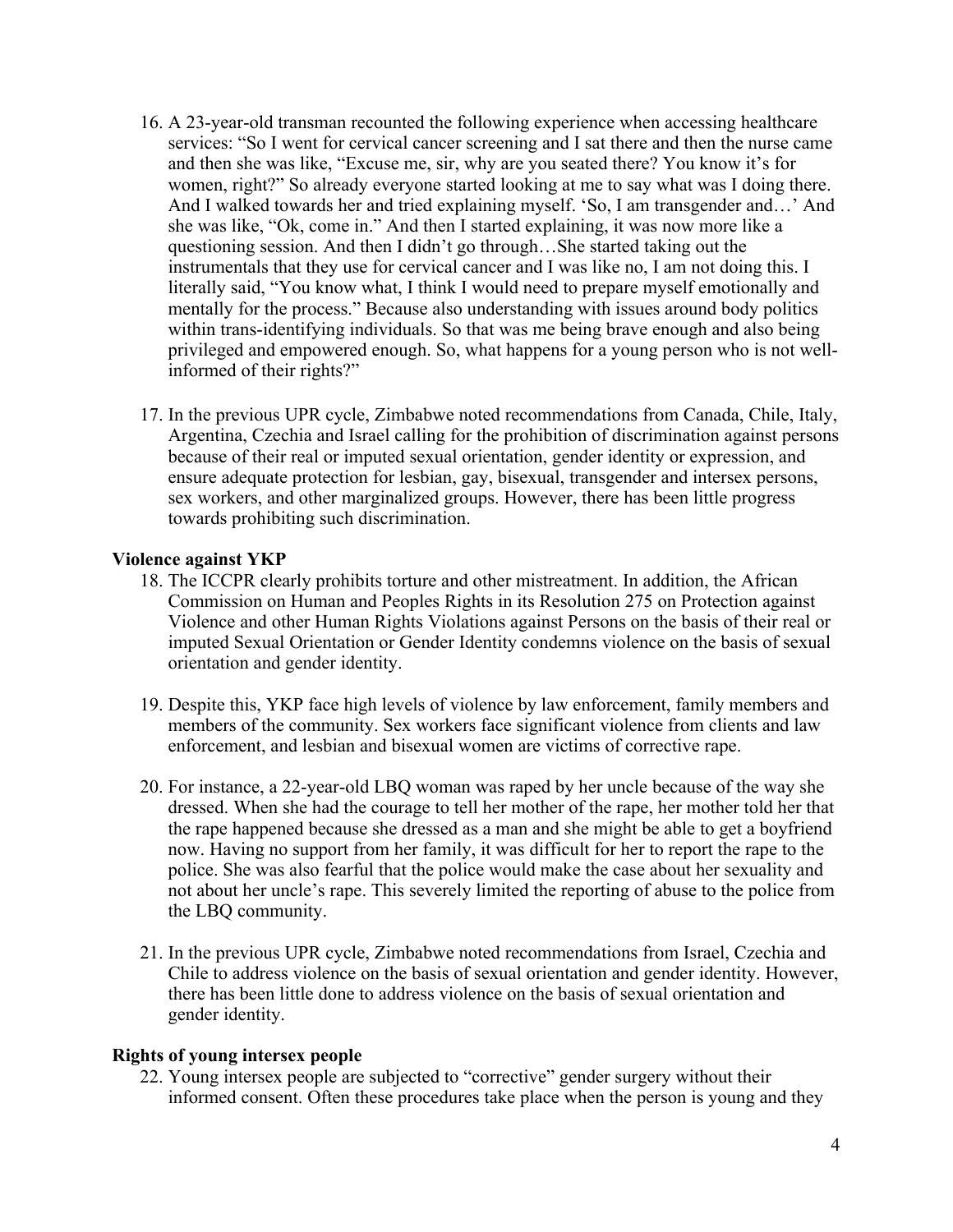16. A 23-year-old transman recounted the following experience when accessing healthcare services: "So I went for cervical cancer screening and I sat there and then the nurse came and then she was like, "Excuse me, sir, why are you seated there? You know it's for women, right?" So already everyone started looking at me to say what was I doing there. And I walked towards her and tried explaining myself. 'So, I am transgender and…' And she was like, "Ok, come in." And then I started explaining, it was now more like a questioning session. And then I didn't go through…She started taking out the instrumentals that they use for cervical cancer and I was like no, I am not doing this. I literally said, "You know what, I think I would need to prepare myself emotionally and mentally for the process." Because also understanding with issues around body politics within trans-identifying individuals. So that was me being brave enough and also being privileged and empowered enough. So, what happens for a young person who is not well-informed of their rights?"

17. In the previous UPR cycle, Zimbabwe noted recommendations from Canada, Chile, Italy, Argentina, Czechia and Israel calling for the prohibition of discrimination against persons because of their real or imputed sexual orientation, gender identity or expression, and ensure adequate protection for lesbian, gay, bisexual, transgender and intersex persons, sex workers, and other marginalized groups. However, there has been little progress towards prohibiting such discrimination.

**Violence against YKP**

18. The ICCPR clearly prohibits torture and other mistreatment. In addition, the African Commission on Human and Peoples Rights in its Resolution 275 on Protection against Violence and other Human Rights Violations against Persons on the basis of their real or imputed Sexual Orientation or Gender Identity condemns violence on the basis of sexual orientation and gender identity.

19. Despite this, YKP face high levels of violence by law enforcement, family members and members of the community. Sex workers face significant violence from clients and law enforcement, and lesbian and bisexual women are victims of corrective rape.

20. For instance, a 22-year-old LBQ woman was raped by her uncle because of the way she dressed. When she had the courage to tell her mother of the rape, her mother told her that the rape happened because she dressed as a man and she might be able to get a boyfriend now. Having no support from her family, it was difficult for her to report the rape to the police. She was also fearful that the police would make the case about her sexuality and not about her uncle's rape. This severely limited the reporting of abuse to the police from the LBQ community.

21. In the previous UPR cycle, Zimbabwe noted recommendations from Israel, Czechia and Chile to address violence on the basis of sexual orientation and gender identity. However, there has been little done to address violence on the basis of sexual orientation and gender identity.

**Rights of young intersex people**

22. Young intersex people are subjected to "corrective" gender surgery without their informed consent. Often these procedures take place when the person is young and they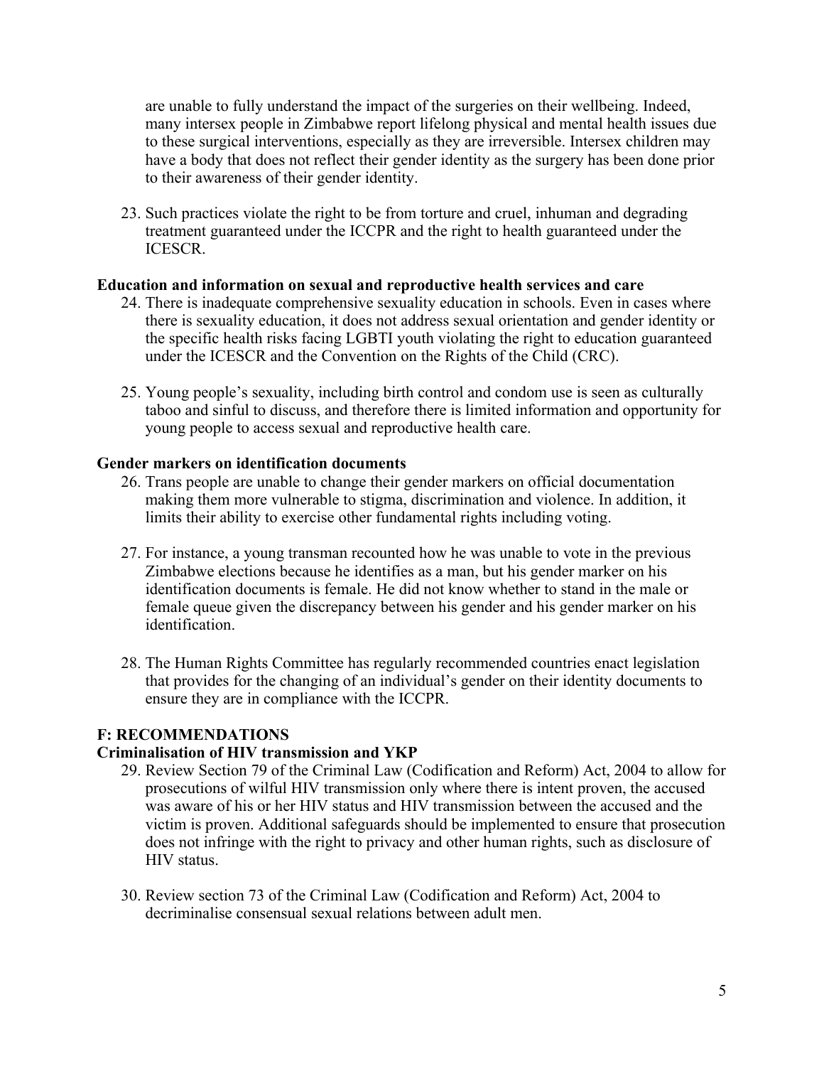are unable to fully understand the impact of the surgeries on their wellbeing. Indeed, many intersex people in Zimbabwe report lifelong physical and mental health issues due to these surgical interventions, especially as they are irreversible. Intersex children may have a body that does not reflect their gender identity as the surgery has been done prior to their awareness of their gender identity.

23. Such practices violate the right to be from torture and cruel, inhuman and degrading treatment guaranteed under the ICCPR and the right to health guaranteed under the ICESCR.

**Education and information on sexual and reproductive health services and care**

24. There is inadequate comprehensive sexuality education in schools. Even in cases where there is sexuality education, it does not address sexual orientation and gender identity or the specific health risks facing LGBTI youth violating the right to education guaranteed under the ICESCR and the Convention on the Rights of the Child (CRC).

25. Young people's sexuality, including birth control and condom use is seen as culturally taboo and sinful to discuss, and therefore there is limited information and opportunity for young people to access sexual and reproductive health care.

**Gender markers on identification documents**

26. Trans people are unable to change their gender markers on official documentation making them more vulnerable to stigma, discrimination and violence. In addition, it limits their ability to exercise other fundamental rights including voting.

27. For instance, a young transman recounted how he was unable to vote in the previous Zimbabwe elections because he identifies as a man, but his gender marker on his identification documents is female. He did not know whether to stand in the male or female queue given the discrepancy between his gender and his gender marker on his identification.

28. The Human Rights Committee has regularly recommended countries enact legislation that provides for the changing of an individual's gender on their identity documents to ensure they are in compliance with the ICCPR.

## F: RECOMMENDATIONS

**Criminalisation of HIV transmission and YKP**

29. Review Section 79 of the Criminal Law (Codification and Reform) Act, 2004 to allow for prosecutions of wilful HIV transmission only where there is intent proven, the accused was aware of his or her HIV status and HIV transmission between the accused and the victim is proven. Additional safeguards should be implemented to ensure that prosecution does not infringe with the right to privacy and other human rights, such as disclosure of HIV status.

30. Review section 73 of the Criminal Law (Codification and Reform) Act, 2004 to decriminalise consensual sexual relations between adult men.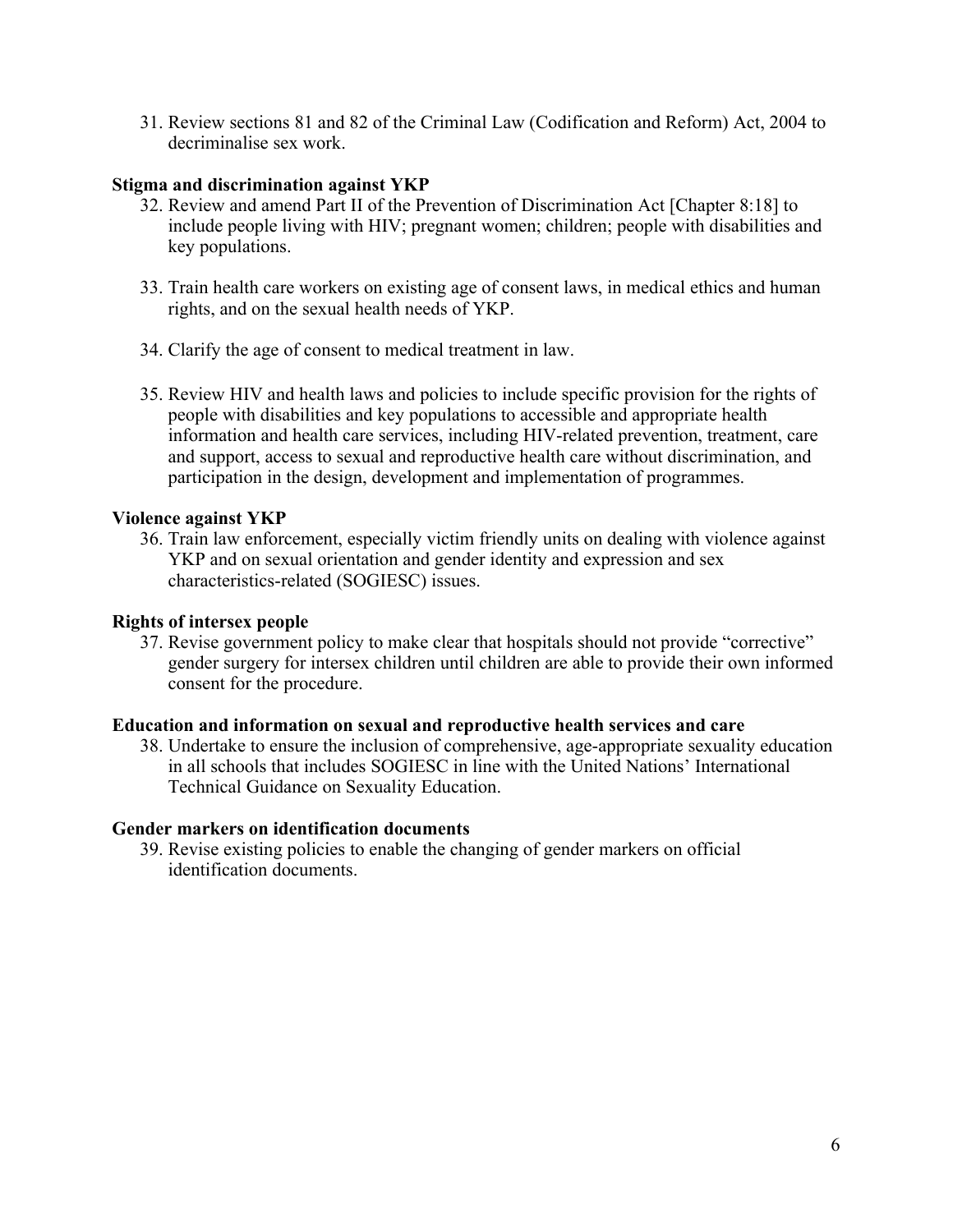31. Review sections 81 and 82 of the Criminal Law (Codification and Reform) Act, 2004 to decriminalise sex work.

**Stigma and discrimination against YKP**

32. Review and amend Part II of the Prevention of Discrimination Act [Chapter 8:18] to include people living with HIV; pregnant women; children; people with disabilities and key populations.

33. Train health care workers on existing age of consent laws, in medical ethics and human rights, and on the sexual health needs of YKP.

34. Clarify the age of consent to medical treatment in law.

35. Review HIV and health laws and policies to include specific provision for the rights of people with disabilities and key populations to accessible and appropriate health information and health care services, including HIV-related prevention, treatment, care and support, access to sexual and reproductive health care without discrimination, and participation in the design, development and implementation of programmes.

**Violence against YKP**

36. Train law enforcement, especially victim friendly units on dealing with violence against YKP and on sexual orientation and gender identity and expression and sex characteristics-related (SOGIESC) issues.

**Rights of intersex people**

37. Revise government policy to make clear that hospitals should not provide "corrective" gender surgery for intersex children until children are able to provide their own informed consent for the procedure.

**Education and information on sexual and reproductive health services and care**

38. Undertake to ensure the inclusion of comprehensive, age-appropriate sexuality education in all schools that includes SOGIESC in line with the United Nations' International Technical Guidance on Sexuality Education.

**Gender markers on identification documents**

39. Revise existing policies to enable the changing of gender markers on official identification documents.